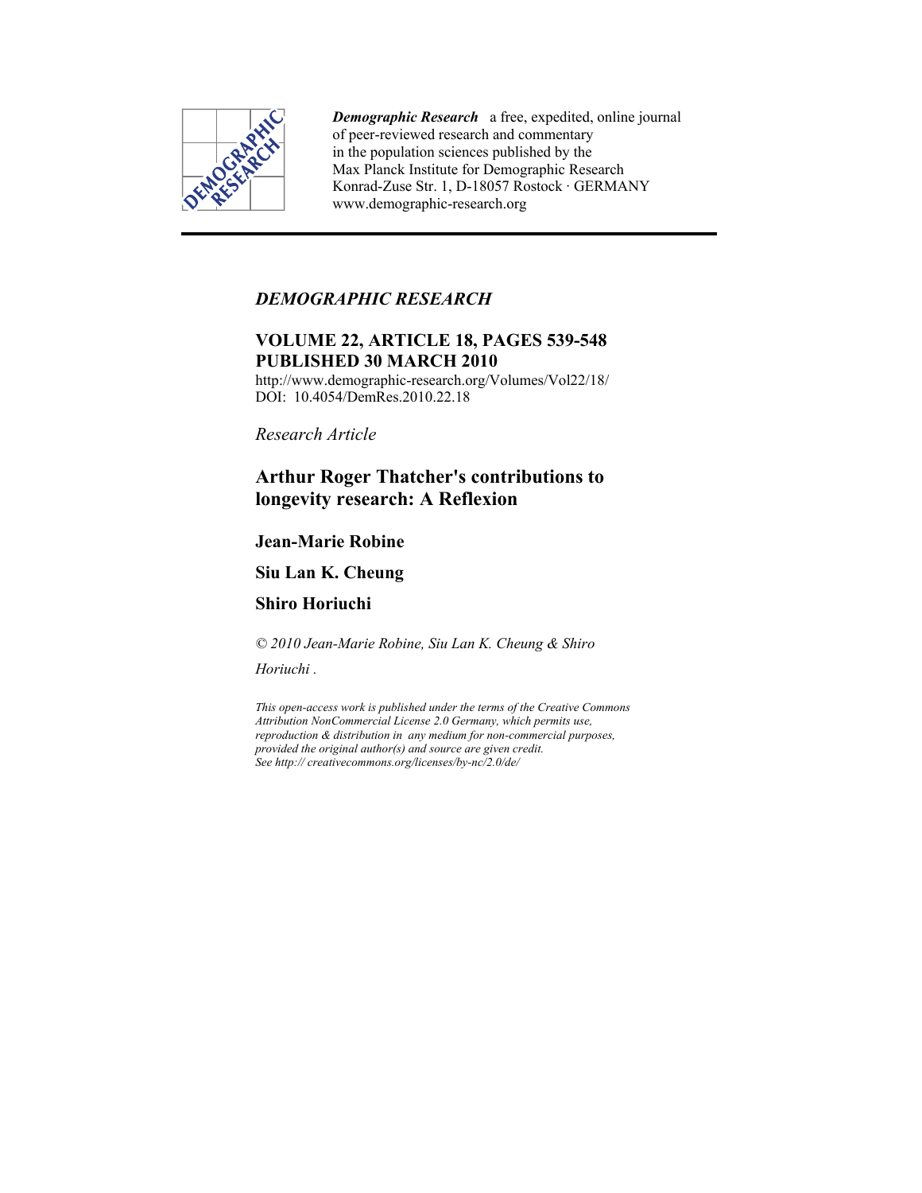*Demographic Research* a free, expedited, online journal of peer-reviewed research and commentary in the population sciences published by the Max Planck Institute for Demographic Research Konrad-Zuse Str. 1, D-18057 Rostock · GERMANY www.demographic-research.org

---

*DEMOGRAPHIC RESEARCH*

**VOLUME 22, ARTICLE 18, PAGES 539-548**
**PUBLISHED 30 MARCH 2010**

http://www.demographic-research.org/Volumes/Vol22/18/
DOI: 10.4054/DemRes.2010.22.18

*Research Article*

# Arthur Roger Thatcher's contributions to longevity research: A Reflexion

**Jean-Marie Robine**

**Siu Lan K. Cheung**

**Shiro Horiuchi**

*© 2010 Jean-Marie Robine, Siu Lan K. Cheung & Shiro Horiuchi .*

*This open-access work is published under the terms of the Creative Commons Attribution NonCommercial License 2.0 Germany, which permits use, reproduction & distribution in any medium for non-commercial purposes, provided the original author(s) and source are given credit. See http:// creativecommons.org/licenses/by-nc/2.0/de/*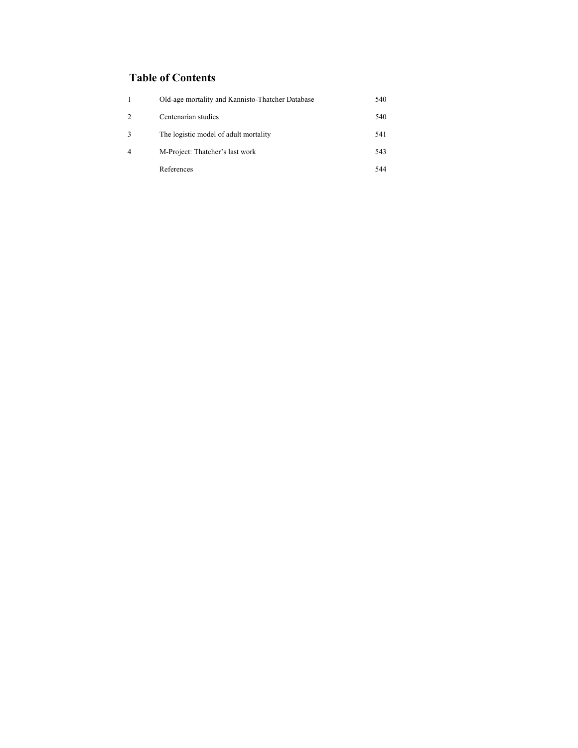# Table of Contents

| | | |
|---|---|---|
| 1 | Old-age mortality and Kannisto-Thatcher Database | 540 |
| 2 | Centenarian studies | 540 |
| 3 | The logistic model of adult mortality | 541 |
| 4 | M-Project: Thatcher's last work | 543 |
| | References | 544 |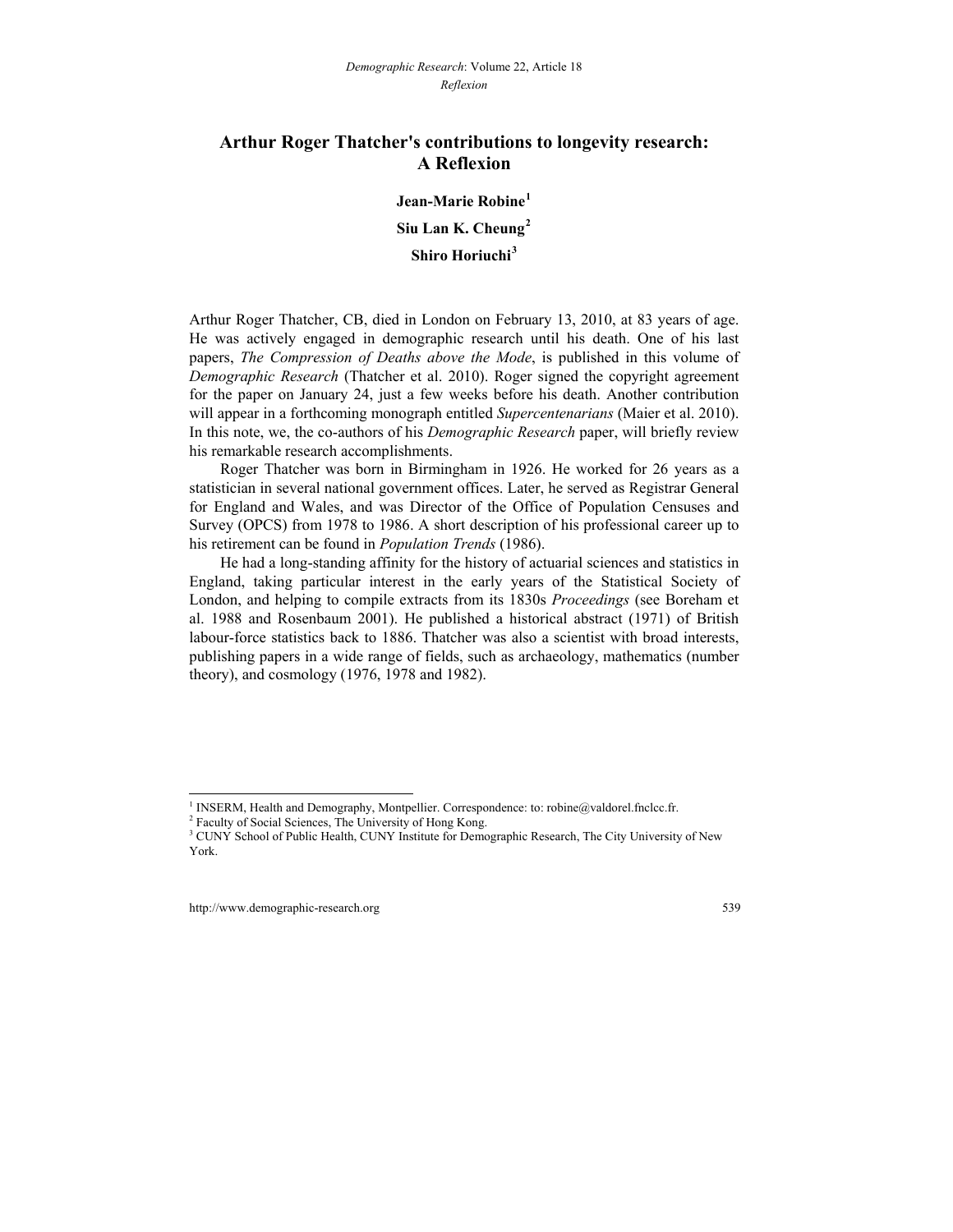# Arthur Roger Thatcher's contributions to longevity research: A Reflexion

**Jean-Marie Robine**[1]

**Siu Lan K. Cheung**[2]

**Shiro Horiuchi**[3]

Arthur Roger Thatcher, CB, died in London on February 13, 2010, at 83 years of age. He was actively engaged in demographic research until his death. One of his last papers, *The Compression of Deaths above the Mode*, is published in this volume of *Demographic Research* (Thatcher et al. 2010). Roger signed the copyright agreement for the paper on January 24, just a few weeks before his death. Another contribution will appear in a forthcoming monograph entitled *Supercentenarians* (Maier et al. 2010). In this note, we, the co-authors of his *Demographic Research* paper, will briefly review his remarkable research accomplishments.

Roger Thatcher was born in Birmingham in 1926. He worked for 26 years as a statistician in several national government offices. Later, he served as Registrar General for England and Wales, and was Director of the Office of Population Censuses and Survey (OPCS) from 1978 to 1986. A short description of his professional career up to his retirement can be found in *Population Trends* (1986).

He had a long-standing affinity for the history of actuarial sciences and statistics in England, taking particular interest in the early years of the Statistical Society of London, and helping to compile extracts from its 1830s *Proceedings* (see Boreham et al. 1988 and Rosenbaum 2001). He published a historical abstract (1971) of British labour-force statistics back to 1886. Thatcher was also a scientist with broad interests, publishing papers in a wide range of fields, such as archaeology, mathematics (number theory), and cosmology (1976, 1978 and 1982).

[1] INSERM, Health and Demography, Montpellier. Correspondence: to: robine@valdorel.fnclcc.fr.

[2] Faculty of Social Sciences, The University of Hong Kong.

[3] CUNY School of Public Health, CUNY Institute for Demographic Research, The City University of New York.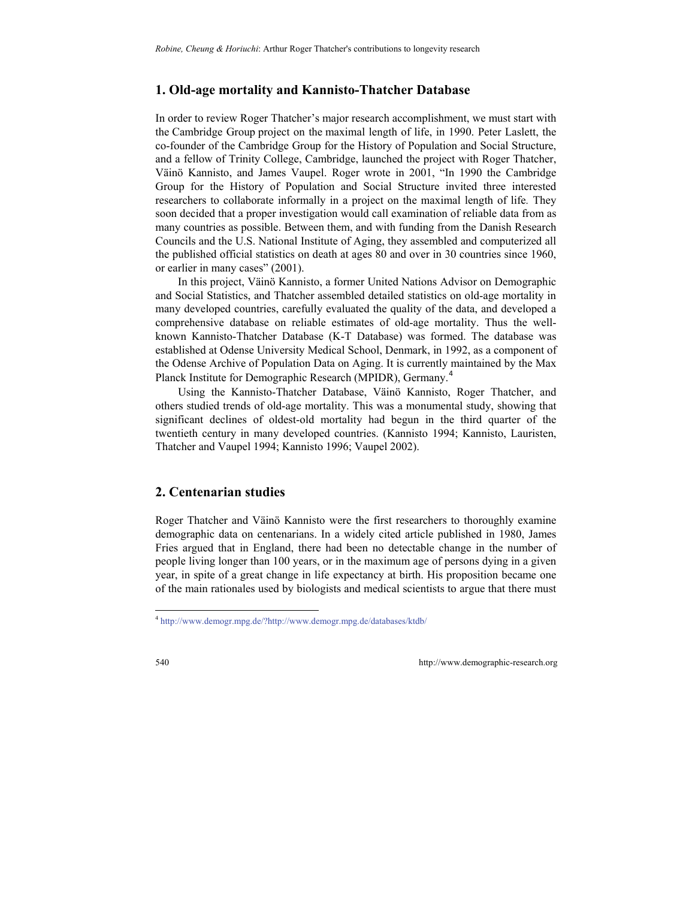## 1. Old-age mortality and Kannisto-Thatcher Database

In order to review Roger Thatcher's major research accomplishment, we must start with the Cambridge Group project on the maximal length of life, in 1990. Peter Laslett, the co-founder of the Cambridge Group for the History of Population and Social Structure, and a fellow of Trinity College, Cambridge, launched the project with Roger Thatcher, Väinö Kannisto, and James Vaupel. Roger wrote in 2001, "In 1990 the Cambridge Group for the History of Population and Social Structure invited three interested researchers to collaborate informally in a project on the maximal length of life. They soon decided that a proper investigation would call examination of reliable data from as many countries as possible. Between them, and with funding from the Danish Research Councils and the U.S. National Institute of Aging, they assembled and computerized all the published official statistics on death at ages 80 and over in 30 countries since 1960, or earlier in many cases" (2001).

In this project, Väinö Kannisto, a former United Nations Advisor on Demographic and Social Statistics, and Thatcher assembled detailed statistics on old-age mortality in many developed countries, carefully evaluated the quality of the data, and developed a comprehensive database on reliable estimates of old-age mortality. Thus the well-known Kannisto-Thatcher Database (K-T Database) was formed. The database was established at Odense University Medical School, Denmark, in 1992, as a component of the Odense Archive of Population Data on Aging. It is currently maintained by the Max Planck Institute for Demographic Research (MPIDR), Germany.[4]

Using the Kannisto-Thatcher Database, Väinö Kannisto, Roger Thatcher, and others studied trends of old-age mortality. This was a monumental study, showing that significant declines of oldest-old mortality had begun in the third quarter of the twentieth century in many developed countries. (Kannisto 1994; Kannisto, Lauristen, Thatcher and Vaupel 1994; Kannisto 1996; Vaupel 2002).

## 2. Centenarian studies

Roger Thatcher and Väinö Kannisto were the first researchers to thoroughly examine demographic data on centenarians. In a widely cited article published in 1980, James Fries argued that in England, there had been no detectable change in the number of people living longer than 100 years, or in the maximum age of persons dying in a given year, in spite of a great change in life expectancy at birth. His proposition became one of the main rationales used by biologists and medical scientists to argue that there must

[4] http://www.demogr.mpg.de/?http://www.demogr.mpg.de/databases/ktdb/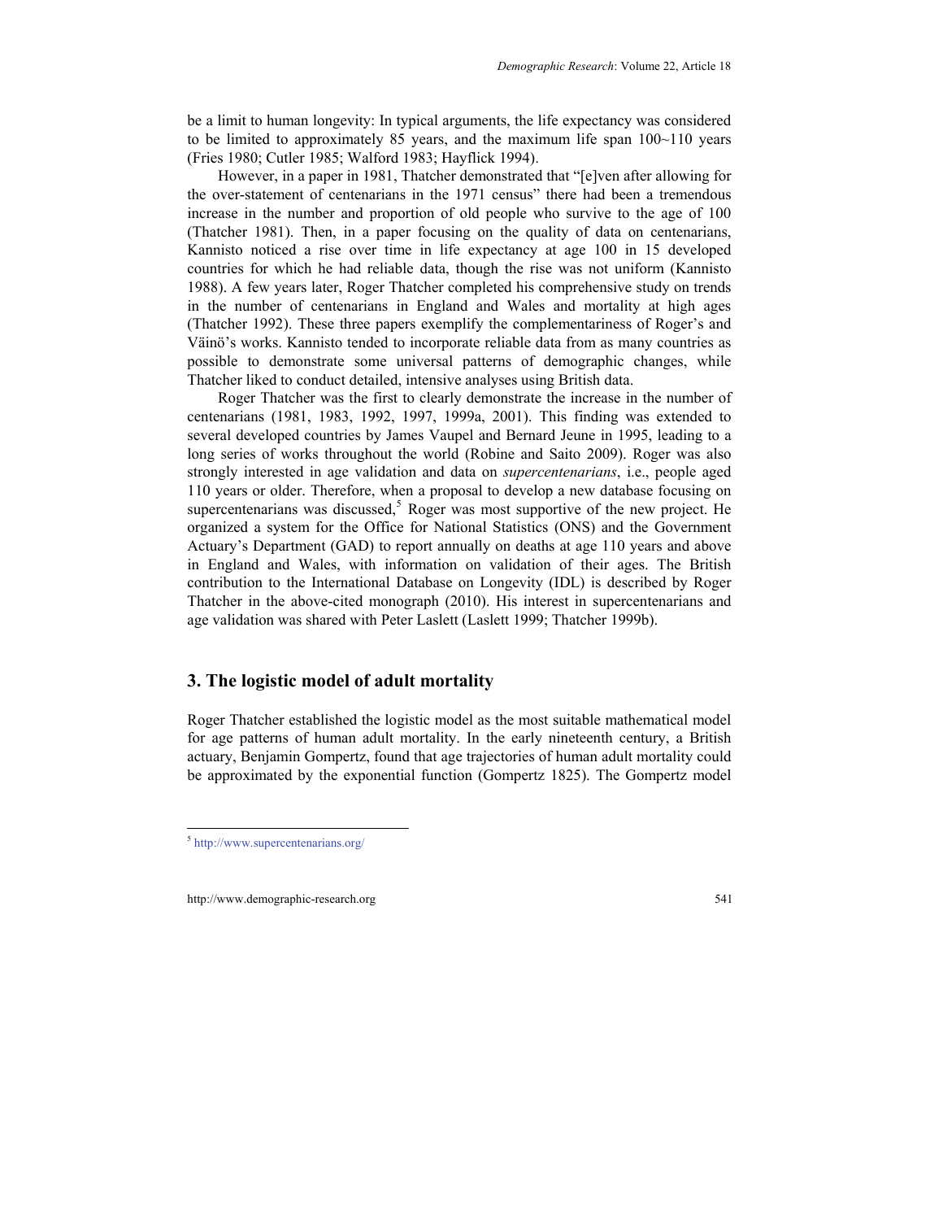be a limit to human longevity: In typical arguments, the life expectancy was considered to be limited to approximately 85 years, and the maximum life span 100~110 years (Fries 1980; Cutler 1985; Walford 1983; Hayflick 1994).

However, in a paper in 1981, Thatcher demonstrated that "[e]ven after allowing for the over-statement of centenarians in the 1971 census" there had been a tremendous increase in the number and proportion of old people who survive to the age of 100 (Thatcher 1981). Then, in a paper focusing on the quality of data on centenarians, Kannisto noticed a rise over time in life expectancy at age 100 in 15 developed countries for which he had reliable data, though the rise was not uniform (Kannisto 1988). A few years later, Roger Thatcher completed his comprehensive study on trends in the number of centenarians in England and Wales and mortality at high ages (Thatcher 1992). These three papers exemplify the complementariness of Roger's and Väinö's works. Kannisto tended to incorporate reliable data from as many countries as possible to demonstrate some universal patterns of demographic changes, while Thatcher liked to conduct detailed, intensive analyses using British data.

Roger Thatcher was the first to clearly demonstrate the increase in the number of centenarians (1981, 1983, 1992, 1997, 1999a, 2001). This finding was extended to several developed countries by James Vaupel and Bernard Jeune in 1995, leading to a long series of works throughout the world (Robine and Saito 2009). Roger was also strongly interested in age validation and data on *supercentenarians*, i.e., people aged 110 years or older. Therefore, when a proposal to develop a new database focusing on supercentenarians was discussed,[5] Roger was most supportive of the new project. He organized a system for the Office for National Statistics (ONS) and the Government Actuary's Department (GAD) to report annually on deaths at age 110 years and above in England and Wales, with information on validation of their ages. The British contribution to the International Database on Longevity (IDL) is described by Roger Thatcher in the above-cited monograph (2010). His interest in supercentenarians and age validation was shared with Peter Laslett (Laslett 1999; Thatcher 1999b).

## 3. The logistic model of adult mortality

Roger Thatcher established the logistic model as the most suitable mathematical model for age patterns of human adult mortality. In the early nineteenth century, a British actuary, Benjamin Gompertz, found that age trajectories of human adult mortality could be approximated by the exponential function (Gompertz 1825). The Gompertz model

[5] http://www.supercentenarians.org/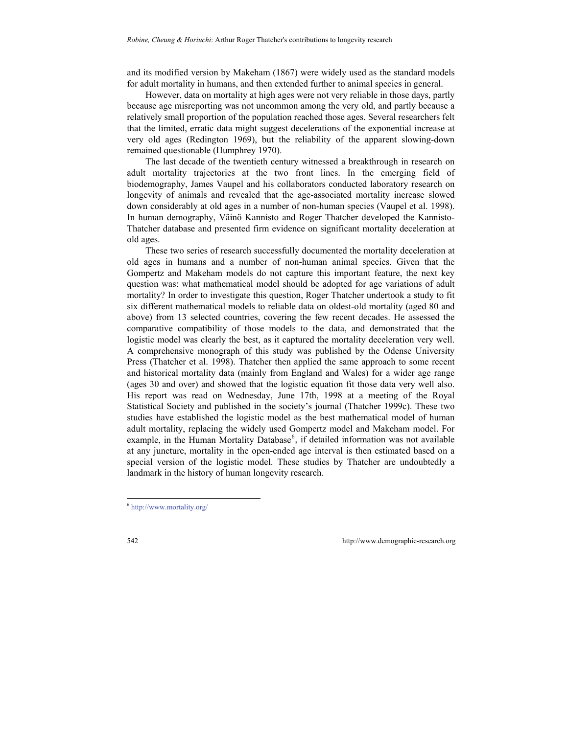and its modified version by Makeham (1867) were widely used as the standard models for adult mortality in humans, and then extended further to animal species in general.

However, data on mortality at high ages were not very reliable in those days, partly because age misreporting was not uncommon among the very old, and partly because a relatively small proportion of the population reached those ages. Several researchers felt that the limited, erratic data might suggest decelerations of the exponential increase at very old ages (Redington 1969), but the reliability of the apparent slowing-down remained questionable (Humphrey 1970).

The last decade of the twentieth century witnessed a breakthrough in research on adult mortality trajectories at the two front lines. In the emerging field of biodemography, James Vaupel and his collaborators conducted laboratory research on longevity of animals and revealed that the age-associated mortality increase slowed down considerably at old ages in a number of non-human species (Vaupel et al. 1998). In human demography, Väinö Kannisto and Roger Thatcher developed the Kannisto-Thatcher database and presented firm evidence on significant mortality deceleration at old ages.

These two series of research successfully documented the mortality deceleration at old ages in humans and a number of non-human animal species. Given that the Gompertz and Makeham models do not capture this important feature, the next key question was: what mathematical model should be adopted for age variations of adult mortality? In order to investigate this question, Roger Thatcher undertook a study to fit six different mathematical models to reliable data on oldest-old mortality (aged 80 and above) from 13 selected countries, covering the few recent decades. He assessed the comparative compatibility of those models to the data, and demonstrated that the logistic model was clearly the best, as it captured the mortality deceleration very well. A comprehensive monograph of this study was published by the Odense University Press (Thatcher et al. 1998). Thatcher then applied the same approach to some recent and historical mortality data (mainly from England and Wales) for a wider age range (ages 30 and over) and showed that the logistic equation fit those data very well also. His report was read on Wednesday, June 17th, 1998 at a meeting of the Royal Statistical Society and published in the society's journal (Thatcher 1999c). These two studies have established the logistic model as the best mathematical model of human adult mortality, replacing the widely used Gompertz model and Makeham model. For example, in the Human Mortality Database[6], if detailed information was not available at any juncture, mortality in the open-ended age interval is then estimated based on a special version of the logistic model. These studies by Thatcher are undoubtedly a landmark in the history of human longevity research.

[6] http://www.mortality.org/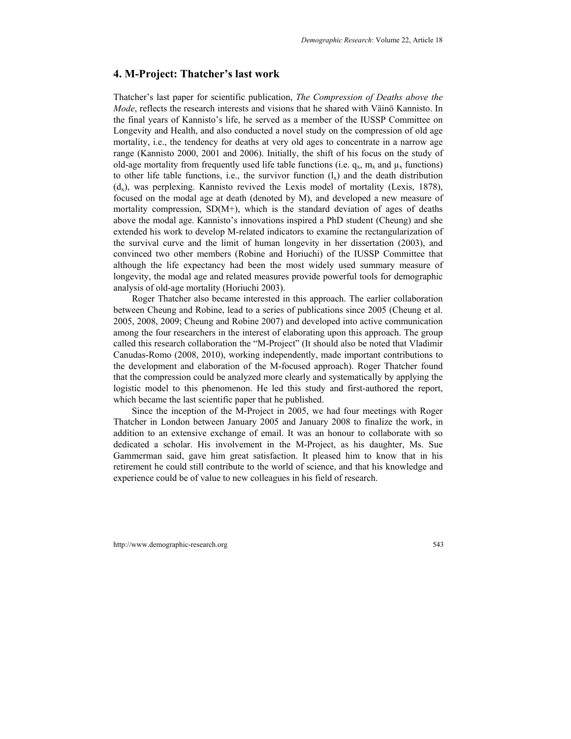## 4. M-Project: Thatcher's last work

Thatcher's last paper for scientific publication, *The Compression of Deaths above the Mode*, reflects the research interests and visions that he shared with Väinö Kannisto. In the final years of Kannisto's life, he served as a member of the IUSSP Committee on Longevity and Health, and also conducted a novel study on the compression of old age mortality, i.e., the tendency for deaths at very old ages to concentrate in a narrow age range (Kannisto 2000, 2001 and 2006). Initially, the shift of his focus on the study of old-age mortality from frequently used life table functions (i.e. $q_x$, $m_x$ and $\mu_x$ functions) to other life table functions, i.e., the survivor function ($l_x$) and the death distribution ($d_x$), was perplexing. Kannisto revived the Lexis model of mortality (Lexis, 1878), focused on the modal age at death (denoted by M), and developed a new measure of mortality compression, SD(M+), which is the standard deviation of ages of deaths above the modal age. Kannisto's innovations inspired a PhD student (Cheung) and she extended his work to develop M-related indicators to examine the rectangularization of the survival curve and the limit of human longevity in her dissertation (2003), and convinced two other members (Robine and Horiuchi) of the IUSSP Committee that although the life expectancy had been the most widely used summary measure of longevity, the modal age and related measures provide powerful tools for demographic analysis of old-age mortality (Horiuchi 2003).

Roger Thatcher also became interested in this approach. The earlier collaboration between Cheung and Robine, lead to a series of publications since 2005 (Cheung et al. 2005, 2008, 2009; Cheung and Robine 2007) and developed into active communication among the four researchers in the interest of elaborating upon this approach. The group called this research collaboration the "M-Project" (It should also be noted that Vladimir Canudas-Romo (2008, 2010), working independently, made important contributions to the development and elaboration of the M-focused approach). Roger Thatcher found that the compression could be analyzed more clearly and systematically by applying the logistic model to this phenomenon. He led this study and first-authored the report, which became the last scientific paper that he published.

Since the inception of the M-Project in 2005, we had four meetings with Roger Thatcher in London between January 2005 and January 2008 to finalize the work, in addition to an extensive exchange of email. It was an honour to collaborate with so dedicated a scholar. His involvement in the M-Project, as his daughter, Ms. Sue Gammerman said, gave him great satisfaction. It pleased him to know that in his retirement he could still contribute to the world of science, and that his knowledge and experience could be of value to new colleagues in his field of research.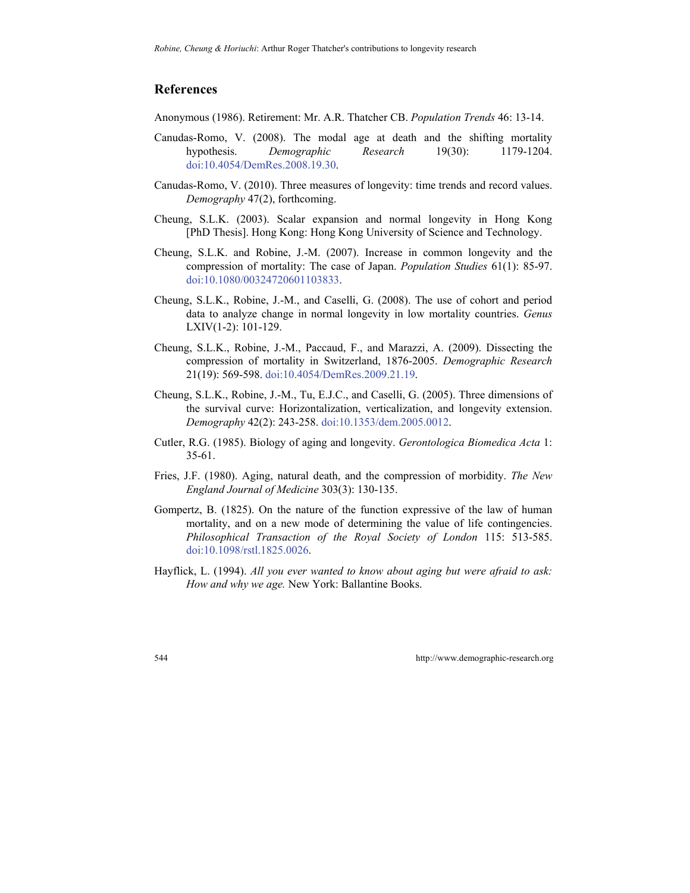## References

Anonymous (1986). Retirement: Mr. A.R. Thatcher CB. *Population Trends* 46: 13-14.

Canudas-Romo, V. (2008). The modal age at death and the shifting mortality hypothesis. *Demographic Research* 19(30): 1179-1204. doi:10.4054/DemRes.2008.19.30.

Canudas-Romo, V. (2010). Three measures of longevity: time trends and record values. *Demography* 47(2), forthcoming.

Cheung, S.L.K. (2003). Scalar expansion and normal longevity in Hong Kong [PhD Thesis]. Hong Kong: Hong Kong University of Science and Technology.

Cheung, S.L.K. and Robine, J.-M. (2007). Increase in common longevity and the compression of mortality: The case of Japan. *Population Studies* 61(1): 85-97. doi:10.1080/00324720601103833.

Cheung, S.L.K., Robine, J.-M., and Caselli, G. (2008). The use of cohort and period data to analyze change in normal longevity in low mortality countries. *Genus* LXIV(1-2): 101-129.

Cheung, S.L.K., Robine, J.-M., Paccaud, F., and Marazzi, A. (2009). Dissecting the compression of mortality in Switzerland, 1876-2005. *Demographic Research* 21(19): 569-598. doi:10.4054/DemRes.2009.21.19.

Cheung, S.L.K., Robine, J.-M., Tu, E.J.C., and Caselli, G. (2005). Three dimensions of the survival curve: Horizontalization, verticalization, and longevity extension. *Demography* 42(2): 243-258. doi:10.1353/dem.2005.0012.

Cutler, R.G. (1985). Biology of aging and longevity. *Gerontologica Biomedica Acta* 1: 35-61.

Fries, J.F. (1980). Aging, natural death, and the compression of morbidity. *The New England Journal of Medicine* 303(3): 130-135.

Gompertz, B. (1825). On the nature of the function expressive of the law of human mortality, and on a new mode of determining the value of life contingencies. *Philosophical Transaction of the Royal Society of London* 115: 513-585. doi:10.1098/rstl.1825.0026.

Hayflick, L. (1994). *All you ever wanted to know about aging but were afraid to ask: How and why we age.* New York: Ballantine Books.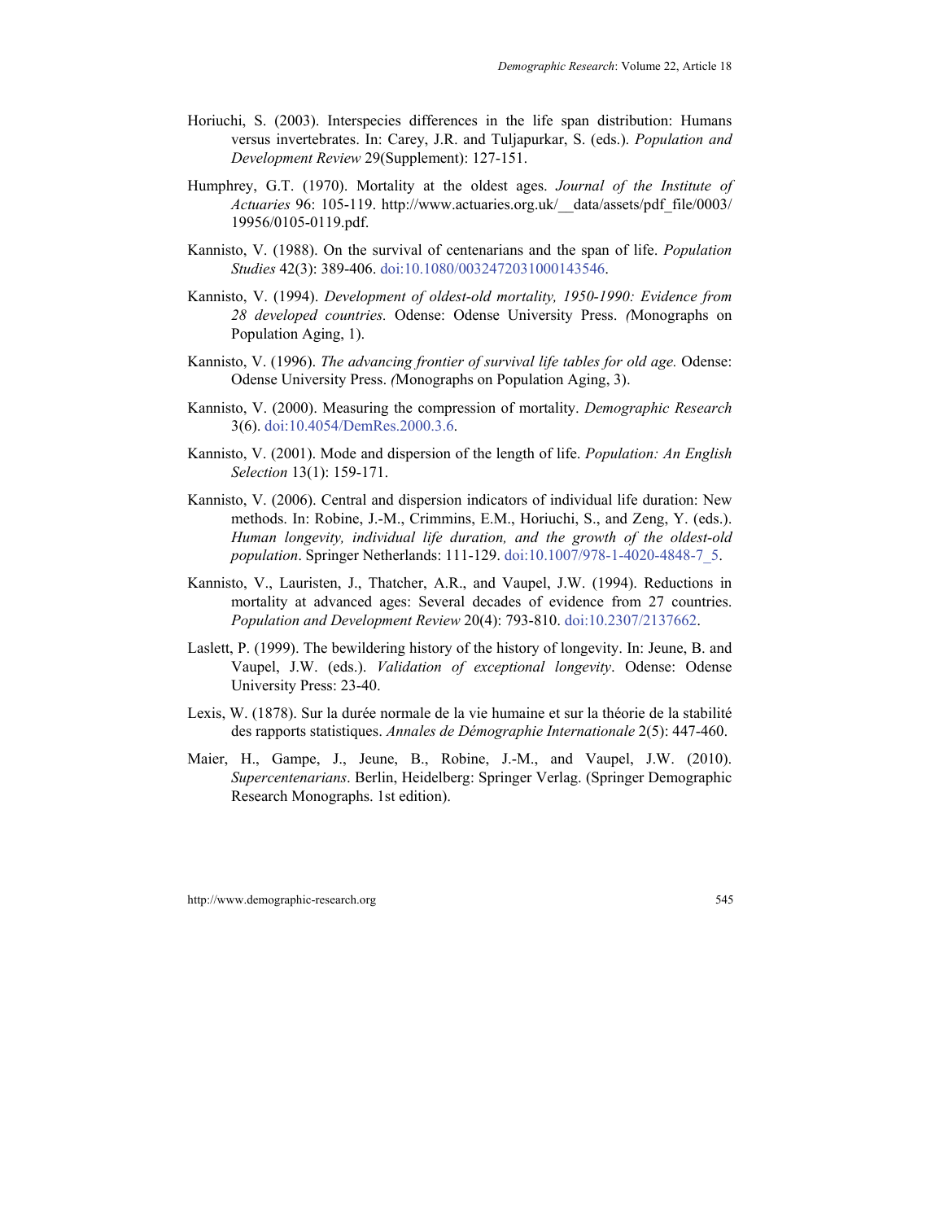Horiuchi, S. (2003). Interspecies differences in the life span distribution: Humans versus invertebrates. In: Carey, J.R. and Tuljapurkar, S. (eds.). *Population and Development Review* 29(Supplement): 127-151.

Humphrey, G.T. (1970). Mortality at the oldest ages. *Journal of the Institute of Actuaries* 96: 105-119. http://www.actuaries.org.uk/__data/assets/pdf_file/0003/19956/0105-0119.pdf.

Kannisto, V. (1988). On the survival of centenarians and the span of life. *Population Studies* 42(3): 389-406. doi:10.1080/0032472031000143546.

Kannisto, V. (1994). *Development of oldest-old mortality, 1950-1990: Evidence from 28 developed countries.* Odense: Odense University Press. (Monographs on Population Aging, 1).

Kannisto, V. (1996). *The advancing frontier of survival life tables for old age.* Odense: Odense University Press. (Monographs on Population Aging, 3).

Kannisto, V. (2000). Measuring the compression of mortality. *Demographic Research* 3(6). doi:10.4054/DemRes.2000.3.6.

Kannisto, V. (2001). Mode and dispersion of the length of life. *Population: An English Selection* 13(1): 159-171.

Kannisto, V. (2006). Central and dispersion indicators of individual life duration: New methods. In: Robine, J.-M., Crimmins, E.M., Horiuchi, S., and Zeng, Y. (eds.). *Human longevity, individual life duration, and the growth of the oldest-old population*. Springer Netherlands: 111-129. doi:10.1007/978-1-4020-4848-7_5.

Kannisto, V., Lauristen, J., Thatcher, A.R., and Vaupel, J.W. (1994). Reductions in mortality at advanced ages: Several decades of evidence from 27 countries. *Population and Development Review* 20(4): 793-810. doi:10.2307/2137662.

Laslett, P. (1999). The bewildering history of the history of longevity. In: Jeune, B. and Vaupel, J.W. (eds.). *Validation of exceptional longevity*. Odense: Odense University Press: 23-40.

Lexis, W. (1878). Sur la durée normale de la vie humaine et sur la théorie de la stabilité des rapports statistiques. *Annales de Démographie Internationale* 2(5): 447-460.

Maier, H., Gampe, J., Jeune, B., Robine, J.-M., and Vaupel, J.W. (2010). *Supercentenarians*. Berlin, Heidelberg: Springer Verlag. (Springer Demographic Research Monographs. 1st edition).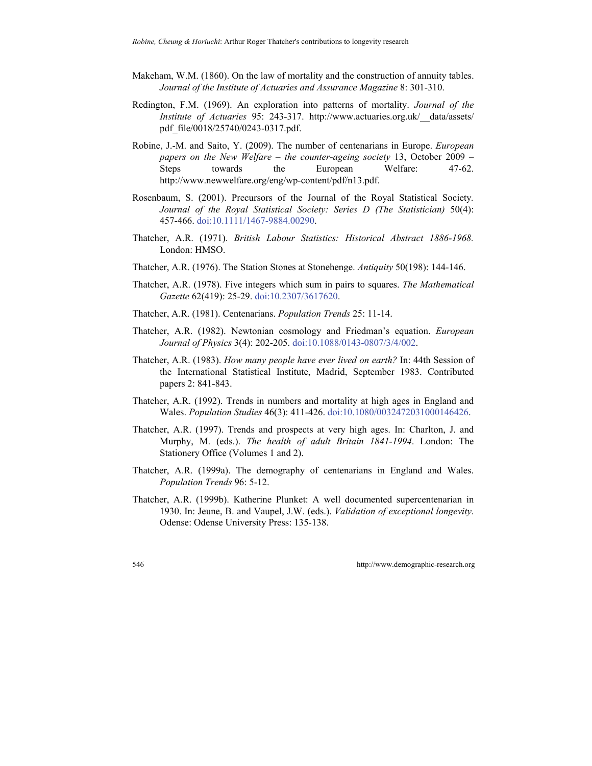Makeham, W.M. (1860). On the law of mortality and the construction of annuity tables. *Journal of the Institute of Actuaries and Assurance Magazine* 8: 301-310.

Redington, F.M. (1969). An exploration into patterns of mortality. *Journal of the Institute of Actuaries* 95: 243-317. http://www.actuaries.org.uk/__data/assets/pdf_file/0018/25740/0243-0317.pdf.

Robine, J.-M. and Saito, Y. (2009). The number of centenarians in Europe. *European papers on the New Welfare – the counter-ageing society* 13, October 2009 – Steps towards the European Welfare: 47-62. http://www.newwelfare.org/eng/wp-content/pdf/n13.pdf.

Rosenbaum, S. (2001). Precursors of the Journal of the Royal Statistical Society. *Journal of the Royal Statistical Society: Series D (The Statistician)* 50(4): 457-466. doi:10.1111/1467-9884.00290.

Thatcher, A.R. (1971). *British Labour Statistics: Historical Abstract 1886-1968.* London: HMSO.

Thatcher, A.R. (1976). The Station Stones at Stonehenge. *Antiquity* 50(198): 144-146.

Thatcher, A.R. (1978). Five integers which sum in pairs to squares. *The Mathematical Gazette* 62(419): 25-29. doi:10.2307/3617620.

Thatcher, A.R. (1981). Centenarians. *Population Trends* 25: 11-14.

Thatcher, A.R. (1982). Newtonian cosmology and Friedman's equation. *European Journal of Physics* 3(4): 202-205. doi:10.1088/0143-0807/3/4/002.

Thatcher, A.R. (1983). *How many people have ever lived on earth?* In: 44th Session of the International Statistical Institute, Madrid, September 1983. Contributed papers 2: 841-843.

Thatcher, A.R. (1992). Trends in numbers and mortality at high ages in England and Wales. *Population Studies* 46(3): 411-426. doi:10.1080/0032472031000146426.

Thatcher, A.R. (1997). Trends and prospects at very high ages. In: Charlton, J. and Murphy, M. (eds.). *The health of adult Britain 1841-1994*. London: The Stationery Office (Volumes 1 and 2).

Thatcher, A.R. (1999a). The demography of centenarians in England and Wales. *Population Trends* 96: 5-12.

Thatcher, A.R. (1999b). Katherine Plunket: A well documented supercentenarian in 1930. In: Jeune, B. and Vaupel, J.W. (eds.). *Validation of exceptional longevity*. Odense: Odense University Press: 135-138.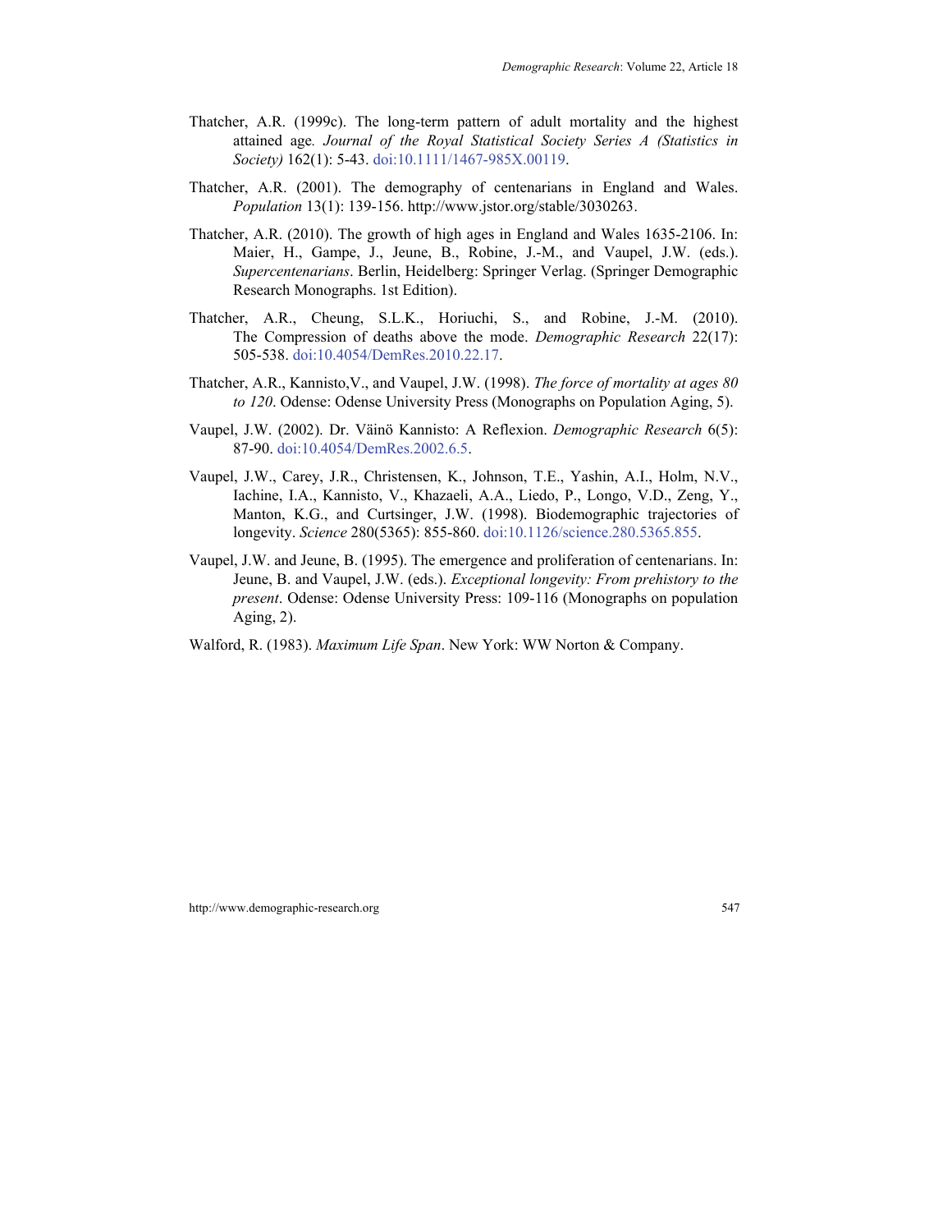Thatcher, A.R. (1999c). The long-term pattern of adult mortality and the highest attained age. *Journal of the Royal Statistical Society Series A (Statistics in Society)* 162(1): 5-43. doi:10.1111/1467-985X.00119.

Thatcher, A.R. (2001). The demography of centenarians in England and Wales. *Population* 13(1): 139-156. http://www.jstor.org/stable/3030263.

Thatcher, A.R. (2010). The growth of high ages in England and Wales 1635-2106. In: Maier, H., Gampe, J., Jeune, B., Robine, J.-M., and Vaupel, J.W. (eds.). *Supercentenarians*. Berlin, Heidelberg: Springer Verlag. (Springer Demographic Research Monographs. 1st Edition).

Thatcher, A.R., Cheung, S.L.K., Horiuchi, S., and Robine, J.-M. (2010). The Compression of deaths above the mode. *Demographic Research* 22(17): 505-538. doi:10.4054/DemRes.2010.22.17.

Thatcher, A.R., Kannisto,V., and Vaupel, J.W. (1998). *The force of mortality at ages 80 to 120*. Odense: Odense University Press (Monographs on Population Aging, 5).

Vaupel, J.W. (2002). Dr. Väinö Kannisto: A Reflexion. *Demographic Research* 6(5): 87-90. doi:10.4054/DemRes.2002.6.5.

Vaupel, J.W., Carey, J.R., Christensen, K., Johnson, T.E., Yashin, A.I., Holm, N.V., Iachine, I.A., Kannisto, V., Khazaeli, A.A., Liedo, P., Longo, V.D., Zeng, Y., Manton, K.G., and Curtsinger, J.W. (1998). Biodemographic trajectories of longevity. *Science* 280(5365): 855-860. doi:10.1126/science.280.5365.855.

Vaupel, J.W. and Jeune, B. (1995). The emergence and proliferation of centenarians. In: Jeune, B. and Vaupel, J.W. (eds.). *Exceptional longevity: From prehistory to the present*. Odense: Odense University Press: 109-116 (Monographs on population Aging, 2).

Walford, R. (1983). *Maximum Life Span*. New York: WW Norton & Company.